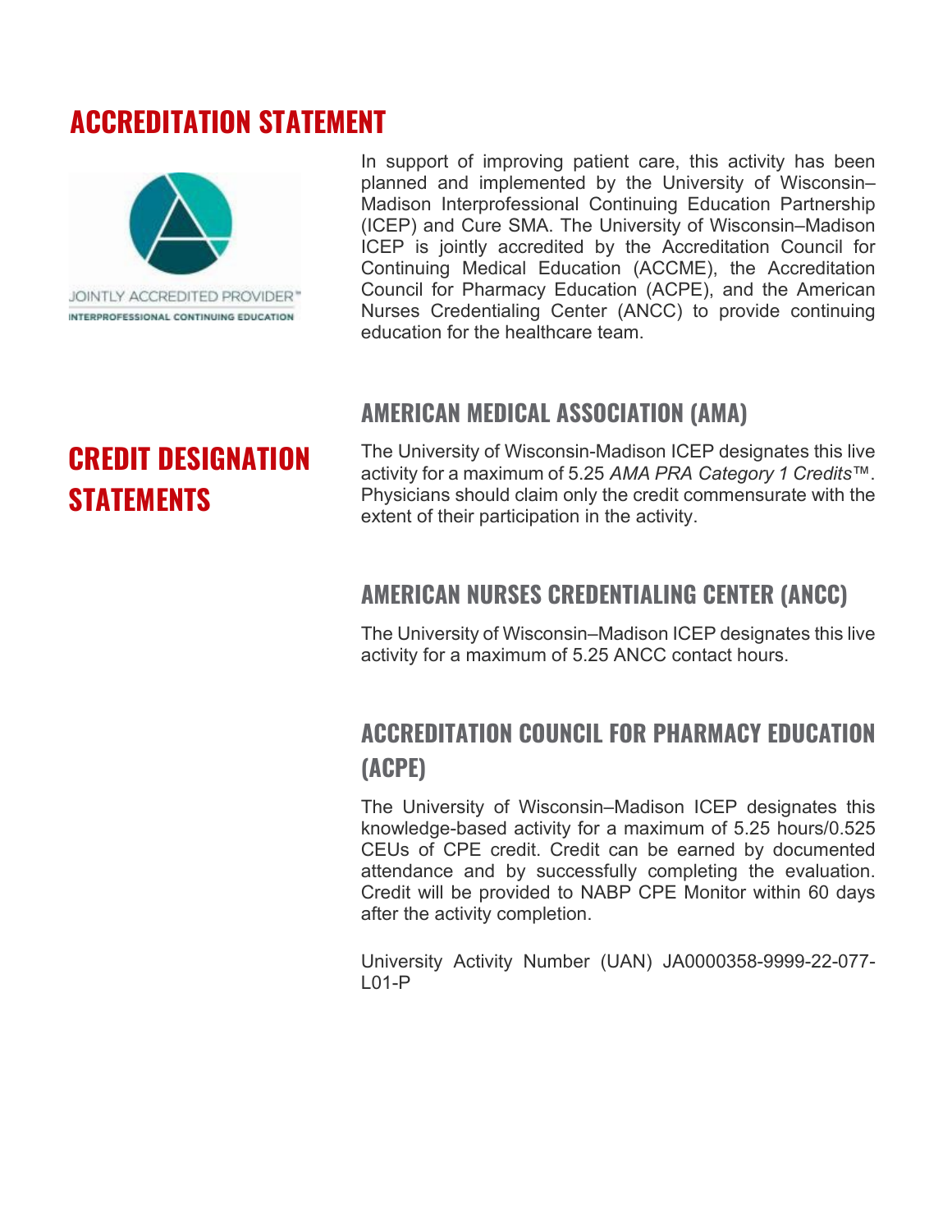# ACCREDITATION STATEMENT

JOINTLY ACCREDITED PROVIDER™
INTERPROFESSIONAL CONTINUING EDUCATION

In support of improving patient care, this activity has been planned and implemented by the University of Wisconsin–Madison Interprofessional Continuing Education Partnership (ICEP) and Cure SMA. The University of Wisconsin–Madison ICEP is jointly accredited by the Accreditation Council for Continuing Medical Education (ACCME), the Accreditation Council for Pharmacy Education (ACPE), and the American Nurses Credentialing Center (ANCC) to provide continuing education for the healthcare team.

# CREDIT DESIGNATION STATEMENTS

## AMERICAN MEDICAL ASSOCIATION (AMA)

The University of Wisconsin-Madison ICEP designates this live activity for a maximum of 5.25 *AMA PRA Category 1 Credits*™. Physicians should claim only the credit commensurate with the extent of their participation in the activity.

## AMERICAN NURSES CREDENTIALING CENTER (ANCC)

The University of Wisconsin–Madison ICEP designates this live activity for a maximum of 5.25 ANCC contact hours.

## ACCREDITATION COUNCIL FOR PHARMACY EDUCATION (ACPE)

The University of Wisconsin–Madison ICEP designates this knowledge-based activity for a maximum of 5.25 hours/0.525 CEUs of CPE credit. Credit can be earned by documented attendance and by successfully completing the evaluation. Credit will be provided to NABP CPE Monitor within 60 days after the activity completion.

University Activity Number (UAN) JA0000358-9999-22-077-L01-P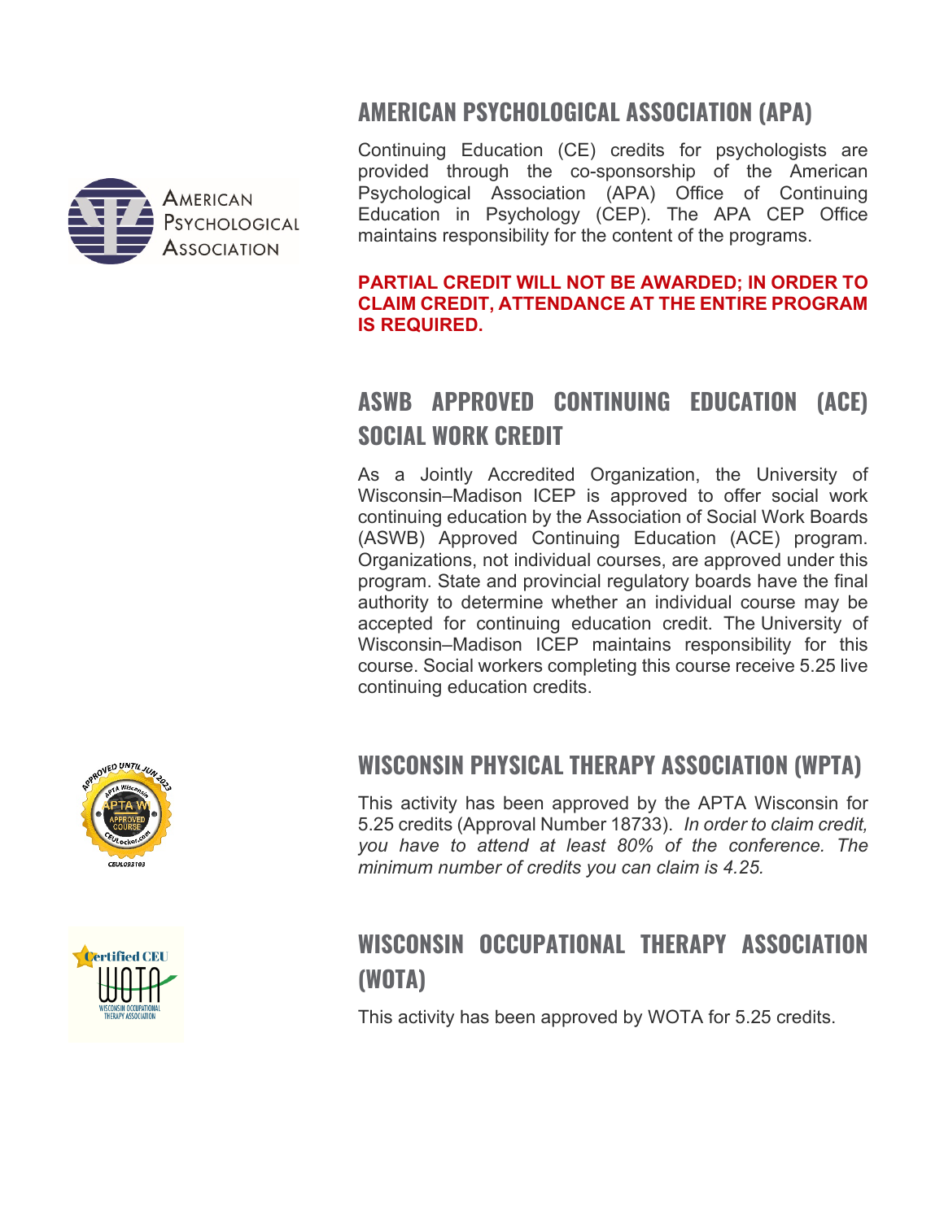## AMERICAN PSYCHOLOGICAL ASSOCIATION (APA)

Continuing Education (CE) credits for psychologists are provided through the co-sponsorship of the American Psychological Association (APA) Office of Continuing Education in Psychology (CEP). The APA CEP Office maintains responsibility for the content of the programs.

**PARTIAL CREDIT WILL NOT BE AWARDED; IN ORDER TO CLAIM CREDIT, ATTENDANCE AT THE ENTIRE PROGRAM IS REQUIRED.**

## ASWB APPROVED CONTINUING EDUCATION (ACE) SOCIAL WORK CREDIT

As a Jointly Accredited Organization, the University of Wisconsin–Madison ICEP is approved to offer social work continuing education by the Association of Social Work Boards (ASWB) Approved Continuing Education (ACE) program. Organizations, not individual courses, are approved under this program. State and provincial regulatory boards have the final authority to determine whether an individual course may be accepted for continuing education credit. The University of Wisconsin–Madison ICEP maintains responsibility for this course. Social workers completing this course receive 5.25 live continuing education credits.

## WISCONSIN PHYSICAL THERAPY ASSOCIATION (WPTA)

This activity has been approved by the APTA Wisconsin for 5.25 credits (Approval Number 18733). *In order to claim credit, you have to attend at least 80% of the conference. The minimum number of credits you can claim is 4.25.*

## WISCONSIN OCCUPATIONAL THERAPY ASSOCIATION (WOTA)

This activity has been approved by WOTA for 5.25 credits.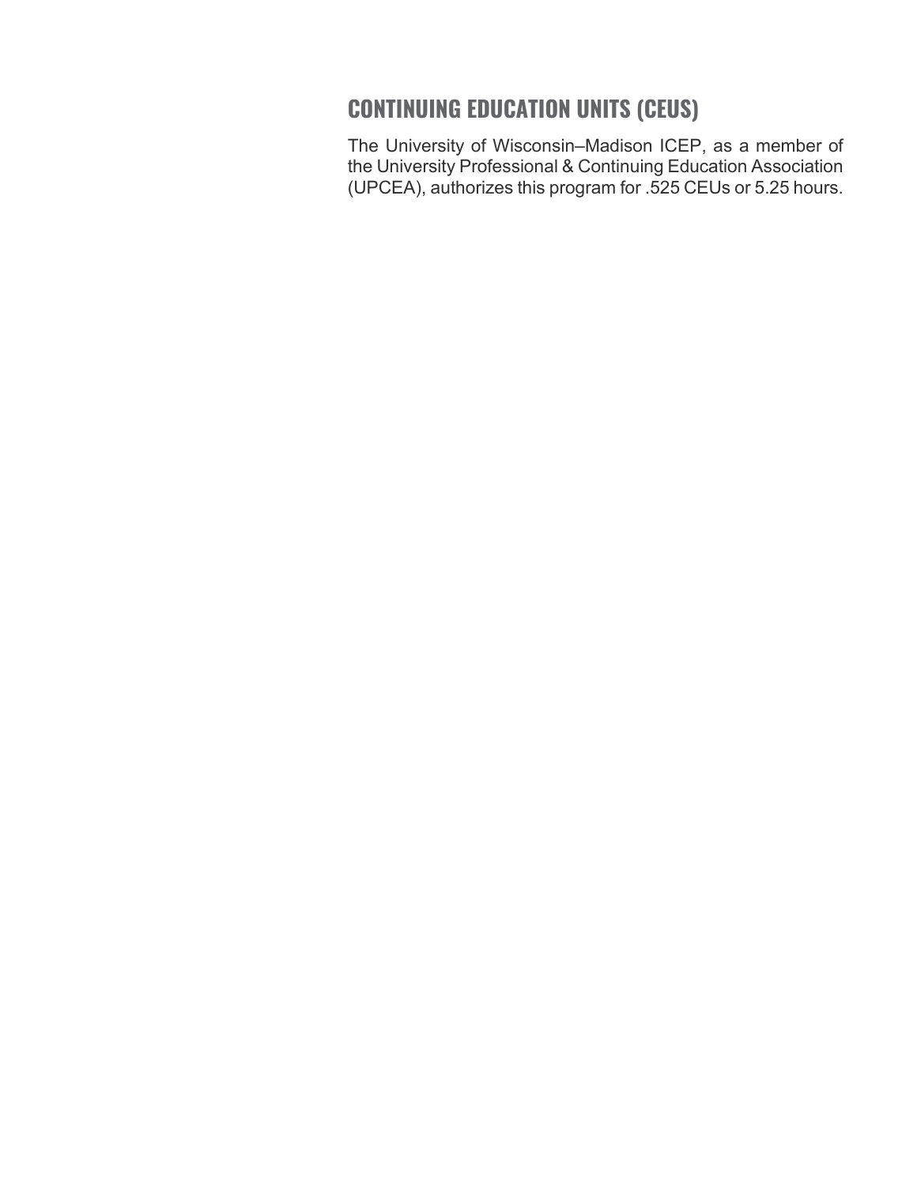## CONTINUING EDUCATION UNITS (CEUS)

The University of Wisconsin–Madison ICEP, as a member of the University Professional & Continuing Education Association (UPCEA), authorizes this program for .525 CEUs or 5.25 hours.